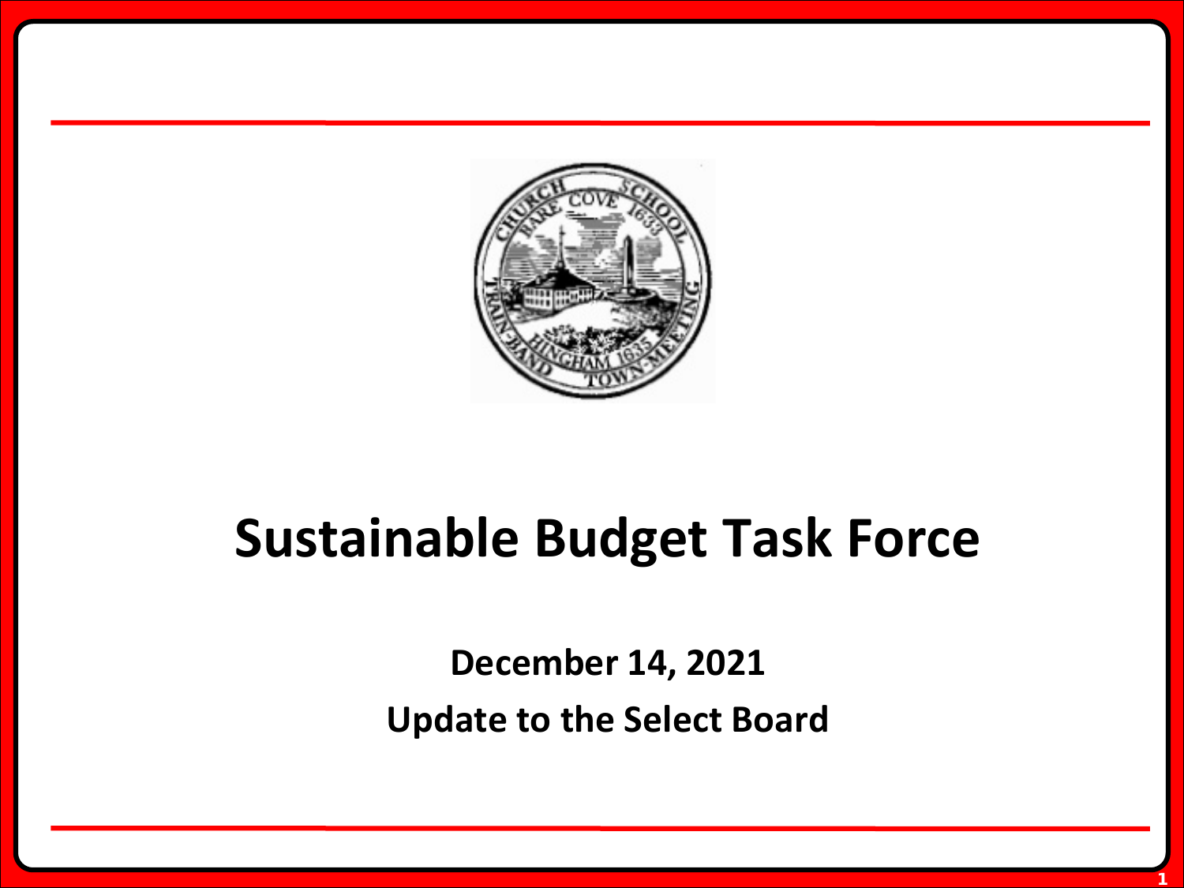# Sustainable Budget Task Force

**December 14, 2021**

**Update to the Select Board**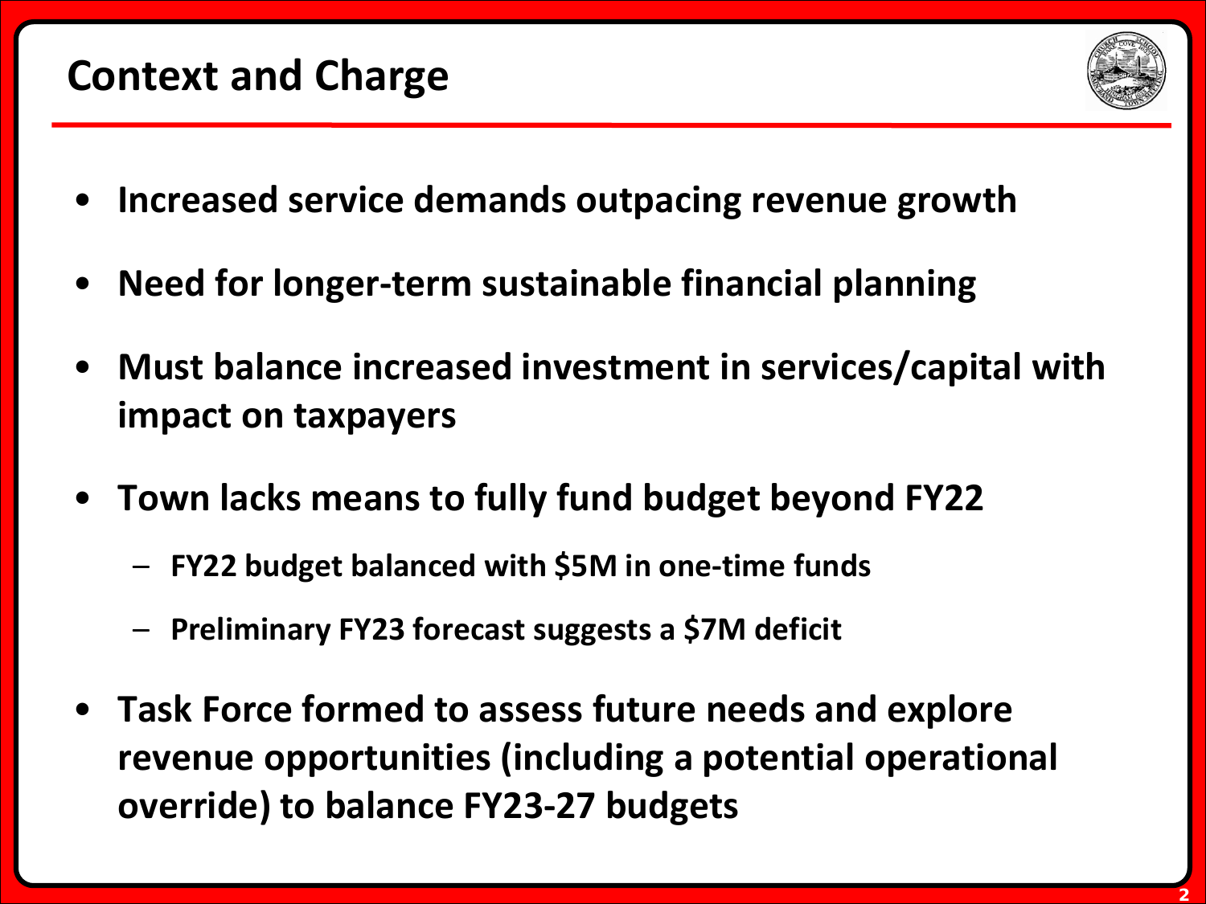# Context and Charge

- **Increased service demands outpacing revenue growth**
- **Need for longer-term sustainable financial planning**
- **Must balance increased investment in services/capital with impact on taxpayers**
- **Town lacks means to fully fund budget beyond FY22**
  - **FY22 budget balanced with $5M in one-time funds**
  - **Preliminary FY23 forecast suggests a $7M deficit**
- **Task Force formed to assess future needs and explore revenue opportunities (including a potential operational override) to balance FY23-27 budgets**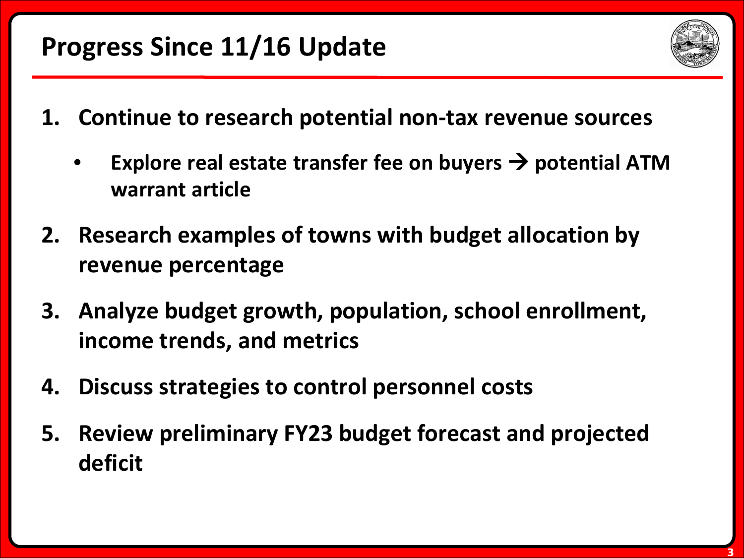# Progress Since 11/16 Update

1. **Continue to research potential non-tax revenue sources**
   - **Explore real estate transfer fee on buyers → potential ATM warrant article**
2. **Research examples of towns with budget allocation by revenue percentage**
3. **Analyze budget growth, population, school enrollment, income trends, and metrics**
4. **Discuss strategies to control personnel costs**
5. **Review preliminary FY23 budget forecast and projected deficit**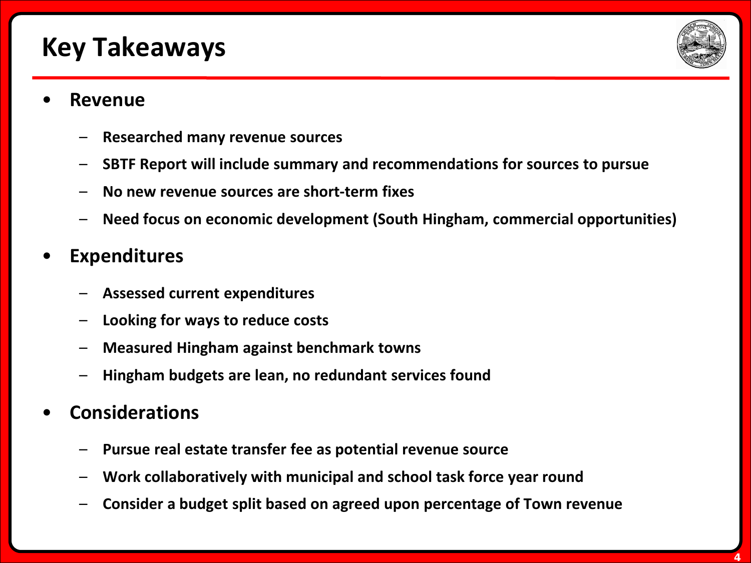# Key Takeaways

- **Revenue**
  - **Researched many revenue sources**
  - **SBTF Report will include summary and recommendations for sources to pursue**
  - **No new revenue sources are short-term fixes**
  - **Need focus on economic development (South Hingham, commercial opportunities)**
- **Expenditures**
  - **Assessed current expenditures**
  - **Looking for ways to reduce costs**
  - **Measured Hingham against benchmark towns**
  - **Hingham budgets are lean, no redundant services found**
- **Considerations**
  - **Pursue real estate transfer fee as potential revenue source**
  - **Work collaboratively with municipal and school task force year round**
  - **Consider a budget split based on agreed upon percentage of Town revenue**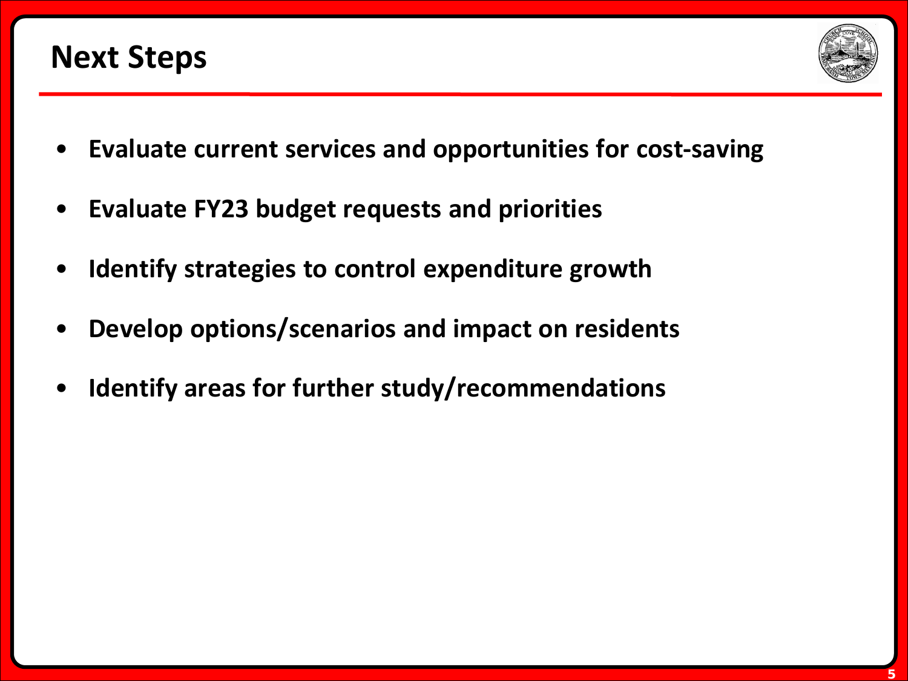# Next Steps

- **Evaluate current services and opportunities for cost-saving**
- **Evaluate FY23 budget requests and priorities**
- **Identify strategies to control expenditure growth**
- **Develop options/scenarios and impact on residents**
- **Identify areas for further study/recommendations**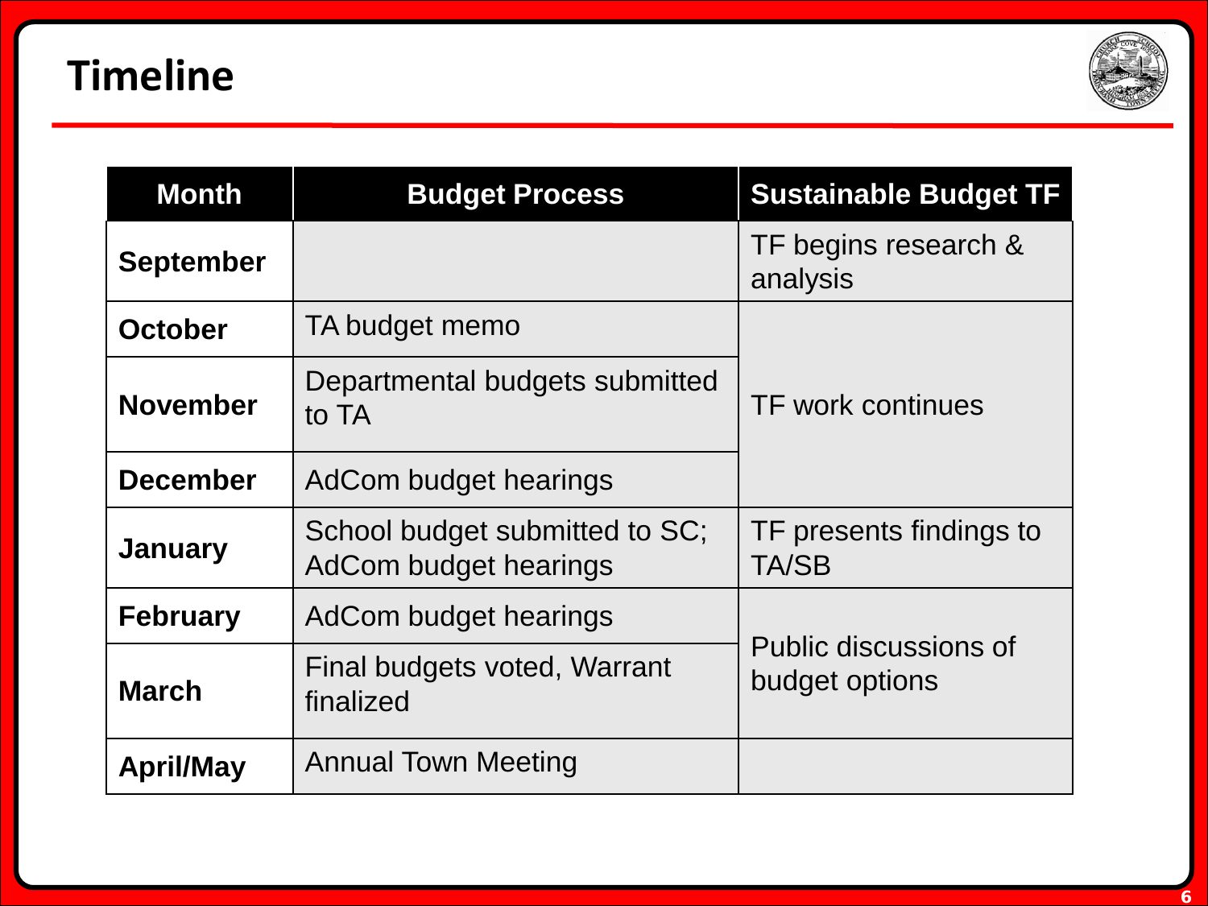# Timeline

| Month | Budget Process | Sustainable Budget TF |
|---|---|---|
| **September** | | TF begins research & analysis |
| **October** | TA budget memo | TF work continues |
| **November** | Departmental budgets submitted to TA | |
| **December** | AdCom budget hearings | |
| **January** | School budget submitted to SC; AdCom budget hearings | TF presents findings to TA/SB |
| **February** | AdCom budget hearings | Public discussions of budget options |
| **March** | Final budgets voted, Warrant finalized | |
| **April/May** | Annual Town Meeting | |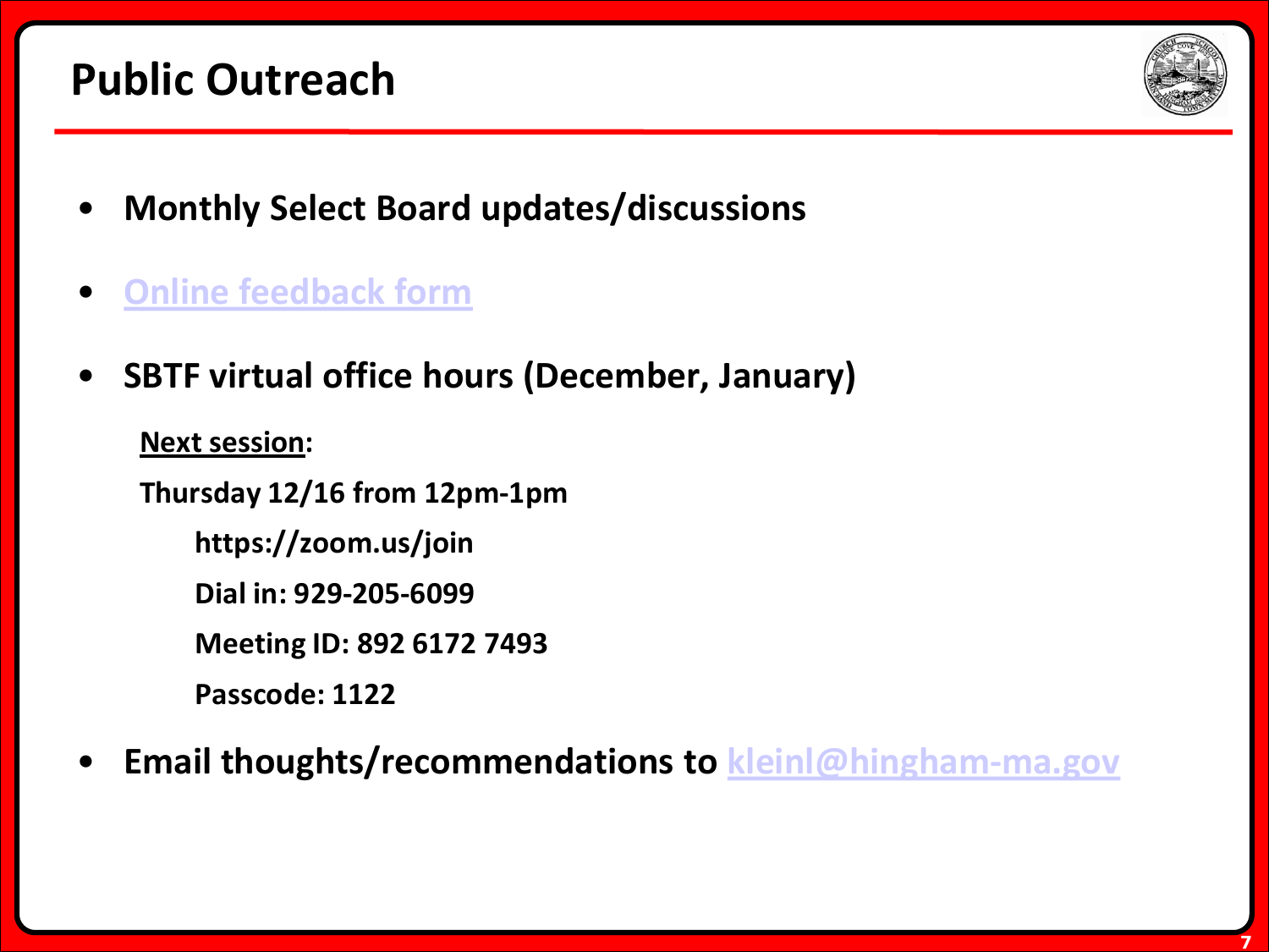# Public Outreach

- **Monthly Select Board updates/discussions**
- **Online feedback form**
- **SBTF virtual office hours (December, January)**

  **Next session:**

  **Thursday 12/16 from 12pm-1pm**

  **https://zoom.us/join**

  **Dial in: 929-205-6099**

  **Meeting ID: 892 6172 7493**

  **Passcode: 1122**

- **Email thoughts/recommendations to kleinl@hingham-ma.gov**